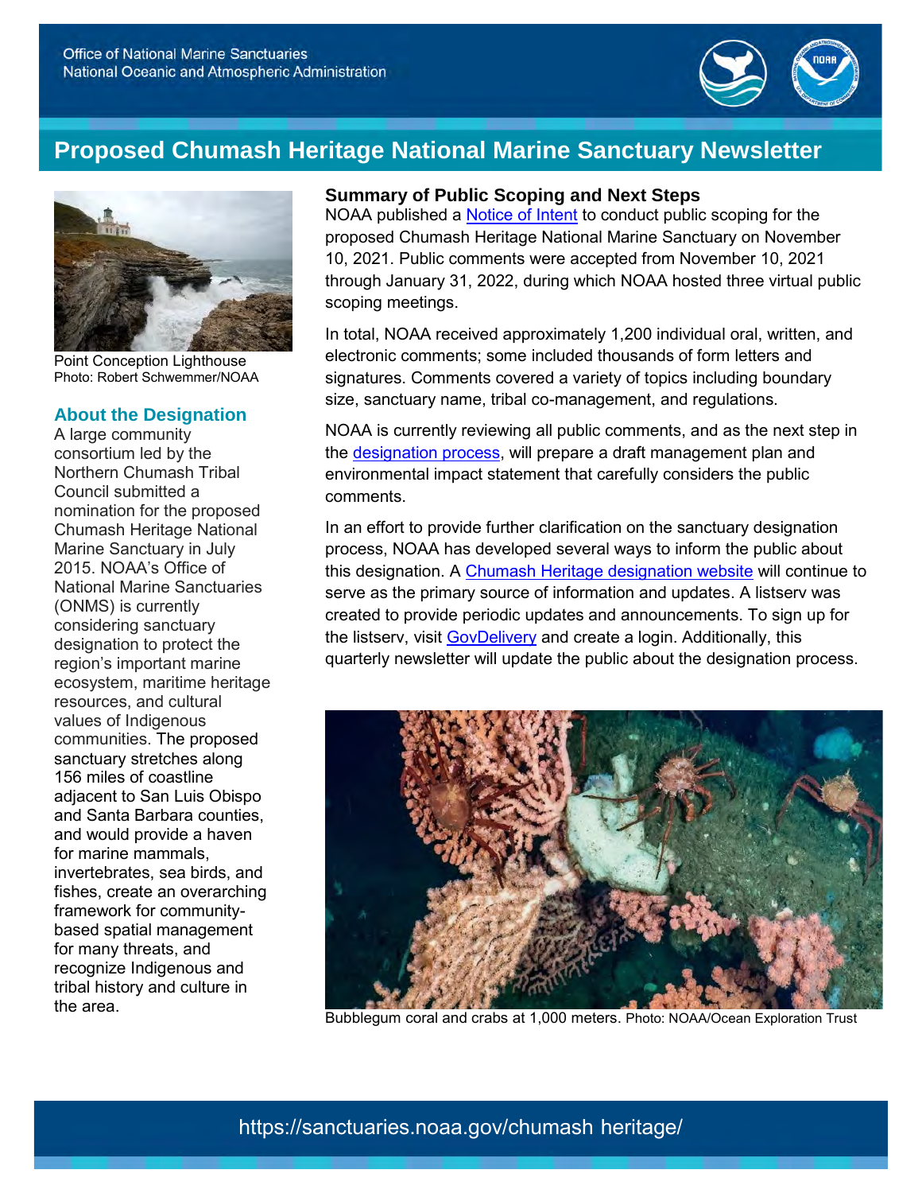# Proposed Chumash Heritage National Marine Sanctuary Newsletter

Office of National Marine Sanctuaries
National Oceanic and Atmospheric Administration

Point Conception Lighthouse
Photo: Robert Schwemmer/NOAA

## About the Designation

A large community consortium led by the Northern Chumash Tribal Council submitted a nomination for the proposed Chumash Heritage National Marine Sanctuary in July 2015. NOAA's Office of National Marine Sanctuaries (ONMS) is currently considering sanctuary designation to protect the region's important marine ecosystem, maritime heritage resources, and cultural values of Indigenous communities. The proposed sanctuary stretches along 156 miles of coastline adjacent to San Luis Obispo and Santa Barbara counties, and would provide a haven for marine mammals, invertebrates, sea birds, and fishes, create an overarching framework for community-based spatial management for many threats, and recognize Indigenous and tribal history and culture in the area.

## Summary of Public Scoping and Next Steps

NOAA published a Notice of Intent to conduct public scoping for the proposed Chumash Heritage National Marine Sanctuary on November 10, 2021. Public comments were accepted from November 10, 2021 through January 31, 2022, during which NOAA hosted three virtual public scoping meetings.

In total, NOAA received approximately 1,200 individual oral, written, and electronic comments; some included thousands of form letters and signatures. Comments covered a variety of topics including boundary size, sanctuary name, tribal co-management, and regulations.

NOAA is currently reviewing all public comments, and as the next step in the designation process, will prepare a draft management plan and environmental impact statement that carefully considers the public comments.

In an effort to provide further clarification on the sanctuary designation process, NOAA has developed several ways to inform the public about this designation. A Chumash Heritage designation website will continue to serve as the primary source of information and updates. A listserv was created to provide periodic updates and announcements. To sign up for the listserv, visit GovDelivery and create a login. Additionally, this quarterly newsletter will update the public about the designation process.

Bubblegum coral and crabs at 1,000 meters. Photo: NOAA/Ocean Exploration Trust

https://sanctuaries.noaa.gov/chumash heritage/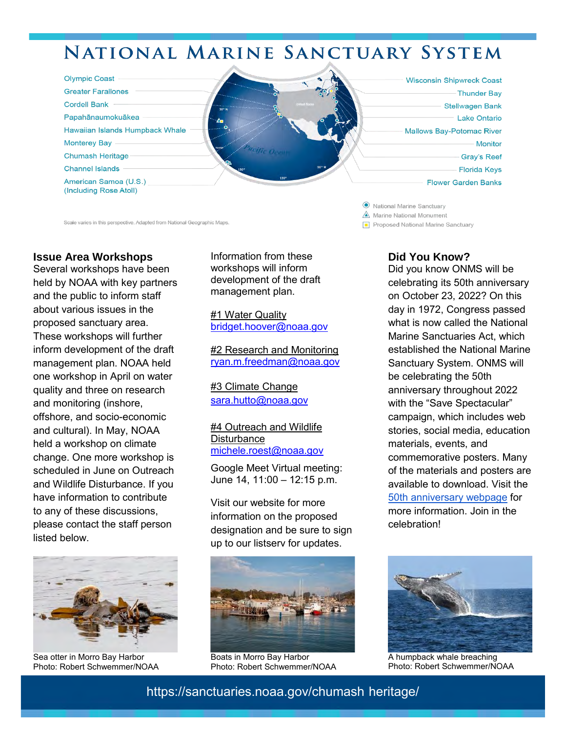# National Marine Sanctuary System

Olympic Coast
Greater Farallones
Cordell Bank
Papahānaumokuākea
Hawaiian Islands Humpback Whale
Monterey Bay
Chumash Heritage
Channel Islands
American Samoa (U.S.) (Including Rose Atoll)

Wisconsin Shipwreck Coast
Thunder Bay
Stellwagen Bank
Lake Ontario
Mallows Bay-Potomac River
Monitor
Gray's Reef
Florida Keys
Flower Garden Banks

National Marine Sanctuary
Marine National Monument
Proposed National Marine Sanctuary

Scale varies in this perspective. Adapted from National Geographic Maps.

## Issue Area Workshops

Several workshops have been held by NOAA with key partners and the public to inform staff about various issues in the proposed sanctuary area. These workshops will further inform development of the draft management plan. NOAA held one workshop in April on water quality and three on research and monitoring (inshore, offshore, and socio-economic and cultural). In May, NOAA held a workshop on climate change. One more workshop is scheduled in June on Outreach and Wildlife Disturbance. If you have information to contribute to any of these discussions, please contact the staff person listed below.

Information from these workshops will inform development of the draft management plan.

#1 Water Quality
bridget.hoover@noaa.gov

#2 Research and Monitoring
ryan.m.freedman@noaa.gov

#3 Climate Change
sara.hutto@noaa.gov

#4 Outreach and Wildlife Disturbance
michele.roest@noaa.gov

Google Meet Virtual meeting: June 14, 11:00 – 12:15 p.m.

Visit our website for more information on the proposed designation and be sure to sign up to our listserv for updates.

## Did You Know?

Did you know ONMS will be celebrating its 50th anniversary on October 23, 2022? On this day in 1972, Congress passed what is now called the National Marine Sanctuaries Act, which established the National Marine Sanctuary System. ONMS will be celebrating the 50th anniversary throughout 2022 with the "Save Spectacular" campaign, which includes web stories, social media, education materials, events, and commemorative posters. Many of the materials and posters are available to download. Visit the 50th anniversary webpage for more information. Join in the celebration!

Sea otter in Morro Bay Harbor
Photo: Robert Schwemmer/NOAA

Boats in Morro Bay Harbor
Photo: Robert Schwemmer/NOAA

A humpback whale breaching
Photo: Robert Schwemmer/NOAA

https://sanctuaries.noaa.gov/chumash heritage/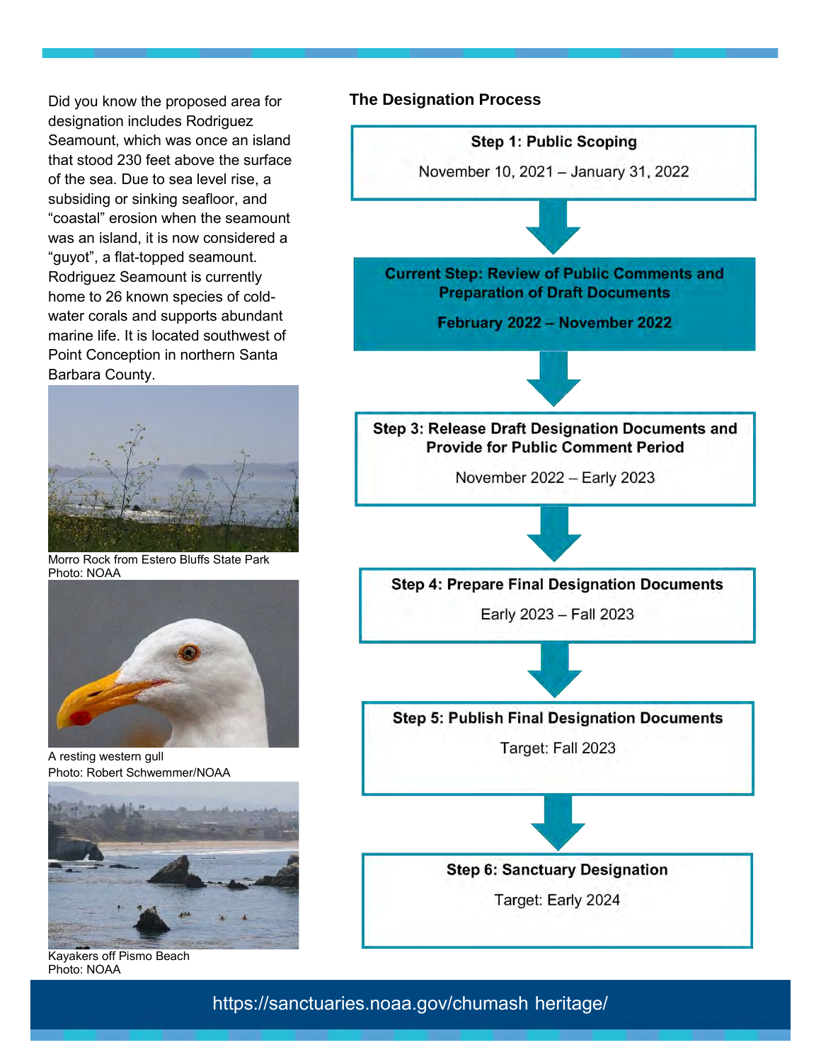Did you know the proposed area for designation includes Rodriguez Seamount, which was once an island that stood 230 feet above the surface of the sea. Due to sea level rise, a subsiding or sinking seafloor, and "coastal" erosion when the seamount was an island, it is now considered a "guyot", a flat-topped seamount. Rodriguez Seamount is currently home to 26 known species of cold-water corals and supports abundant marine life. It is located southwest of Point Conception in northern Santa Barbara County.

Morro Rock from Estero Bluffs State Park
Photo: NOAA

A resting western gull
Photo: Robert Schwemmer/NOAA

Kayakers off Pismo Beach
Photo: NOAA

### The Designation Process

**Step 1: Public Scoping**

November 10, 2021 – January 31, 2022

**Current Step: Review of Public Comments and Preparation of Draft Documents**

**February 2022 – November 2022**

**Step 3: Release Draft Designation Documents and Provide for Public Comment Period**

November 2022 – Early 2023

**Step 4: Prepare Final Designation Documents**

Early 2023 – Fall 2023

**Step 5: Publish Final Designation Documents**

Target: Fall 2023

**Step 6: Sanctuary Designation**

Target: Early 2024

https://sanctuaries.noaa.gov/chumash heritage/